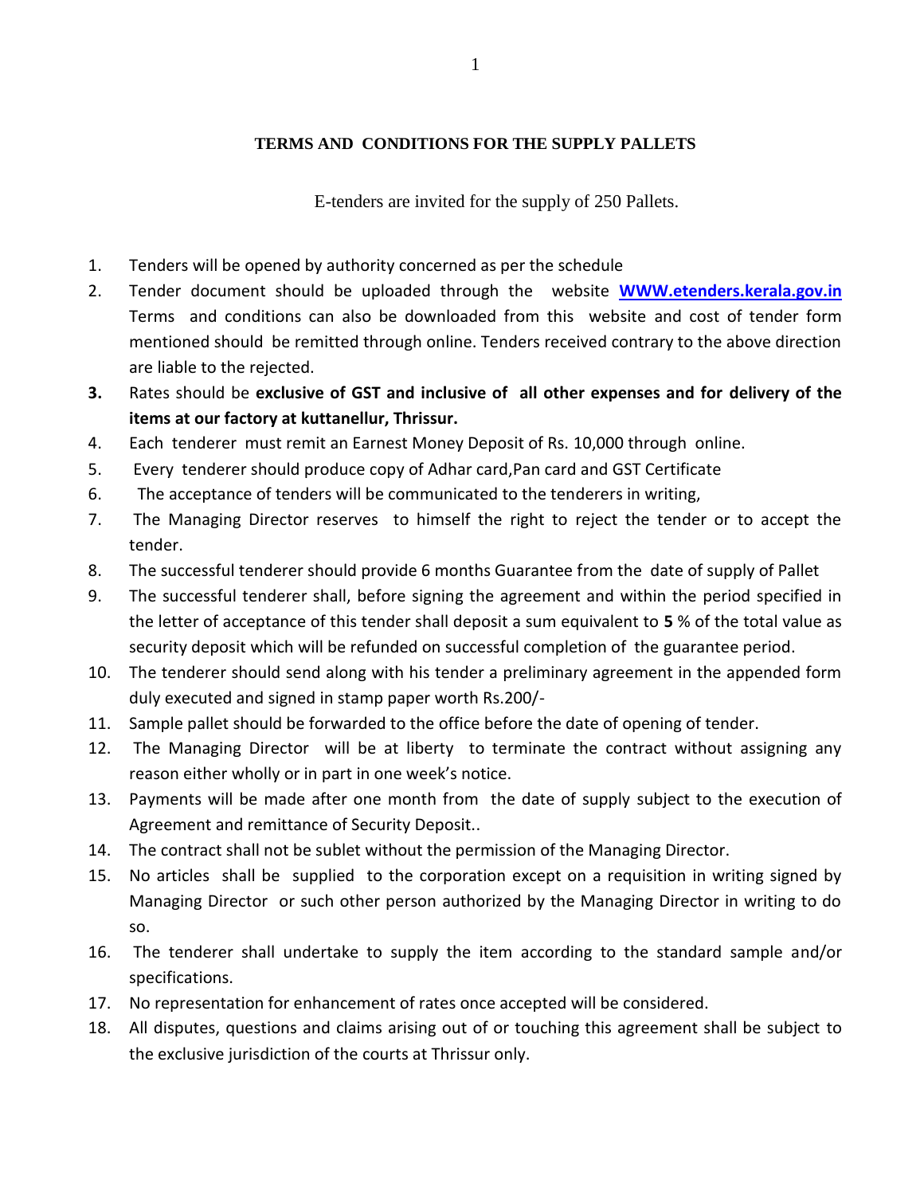**TERMS AND CONDITIONS FOR THE SUPPLY PALLETS**

E-tenders are invited for the supply of 250 Pallets.

1. Tenders will be opened by authority concerned as per the schedule
2. Tender document should be uploaded through the website **WWW.etenders.kerala.gov.in** Terms and conditions can also be downloaded from this website and cost of tender form mentioned should be remitted through online. Tenders received contrary to the above direction are liable to the rejected.
3. Rates should be **exclusive of GST and inclusive of all other expenses and for delivery of the items at our factory at kuttanellur, Thrissur.**
4. Each tenderer must remit an Earnest Money Deposit of Rs. 10,000 through online.
5. Every tenderer should produce copy of Adhar card,Pan card and GST Certificate
6. The acceptance of tenders will be communicated to the tenderers in writing,
7. The Managing Director reserves to himself the right to reject the tender or to accept the tender.
8. The successful tenderer should provide 6 months Guarantee from the date of supply of Pallet
9. The successful tenderer shall, before signing the agreement and within the period specified in the letter of acceptance of this tender shall deposit a sum equivalent to **5** % of the total value as security deposit which will be refunded on successful completion of the guarantee period.
10. The tenderer should send along with his tender a preliminary agreement in the appended form duly executed and signed in stamp paper worth Rs.200/-
11. Sample pallet should be forwarded to the office before the date of opening of tender.
12. The Managing Director will be at liberty to terminate the contract without assigning any reason either wholly or in part in one week's notice.
13. Payments will be made after one month from the date of supply subject to the execution of Agreement and remittance of Security Deposit..
14. The contract shall not be sublet without the permission of the Managing Director.
15. No articles shall be supplied to the corporation except on a requisition in writing signed by Managing Director or such other person authorized by the Managing Director in writing to do so.
16. The tenderer shall undertake to supply the item according to the standard sample and/or specifications.
17. No representation for enhancement of rates once accepted will be considered.
18. All disputes, questions and claims arising out of or touching this agreement shall be subject to the exclusive jurisdiction of the courts at Thrissur only.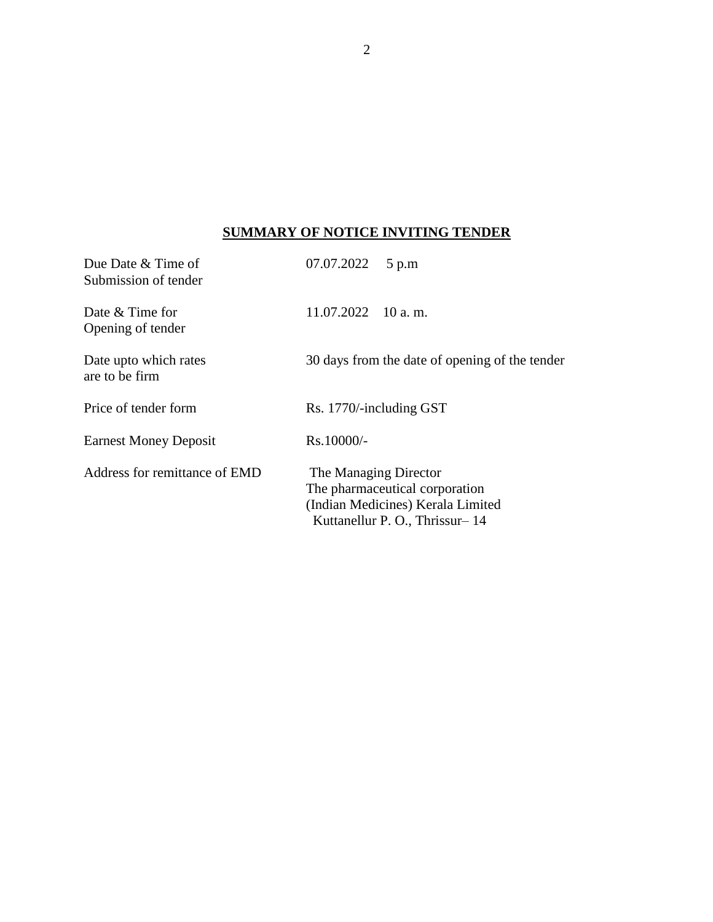## SUMMARY OF NOTICE INVITING TENDER

| | |
|---|---|
| Due Date & Time of Submission of tender | 07.07.2022 5 p.m |
| Date & Time for Opening of tender | 11.07.2022 10 a. m. |
| Date upto which rates are to be firm | 30 days from the date of opening of the tender |
| Price of tender form | Rs. 1770/-including GST |
| Earnest Money Deposit | Rs.10000/- |
| Address for remittance of EMD | The Managing Director<br>The pharmaceutical corporation<br>(Indian Medicines) Kerala Limited<br>Kuttanellur P. O., Thrissur– 14 |